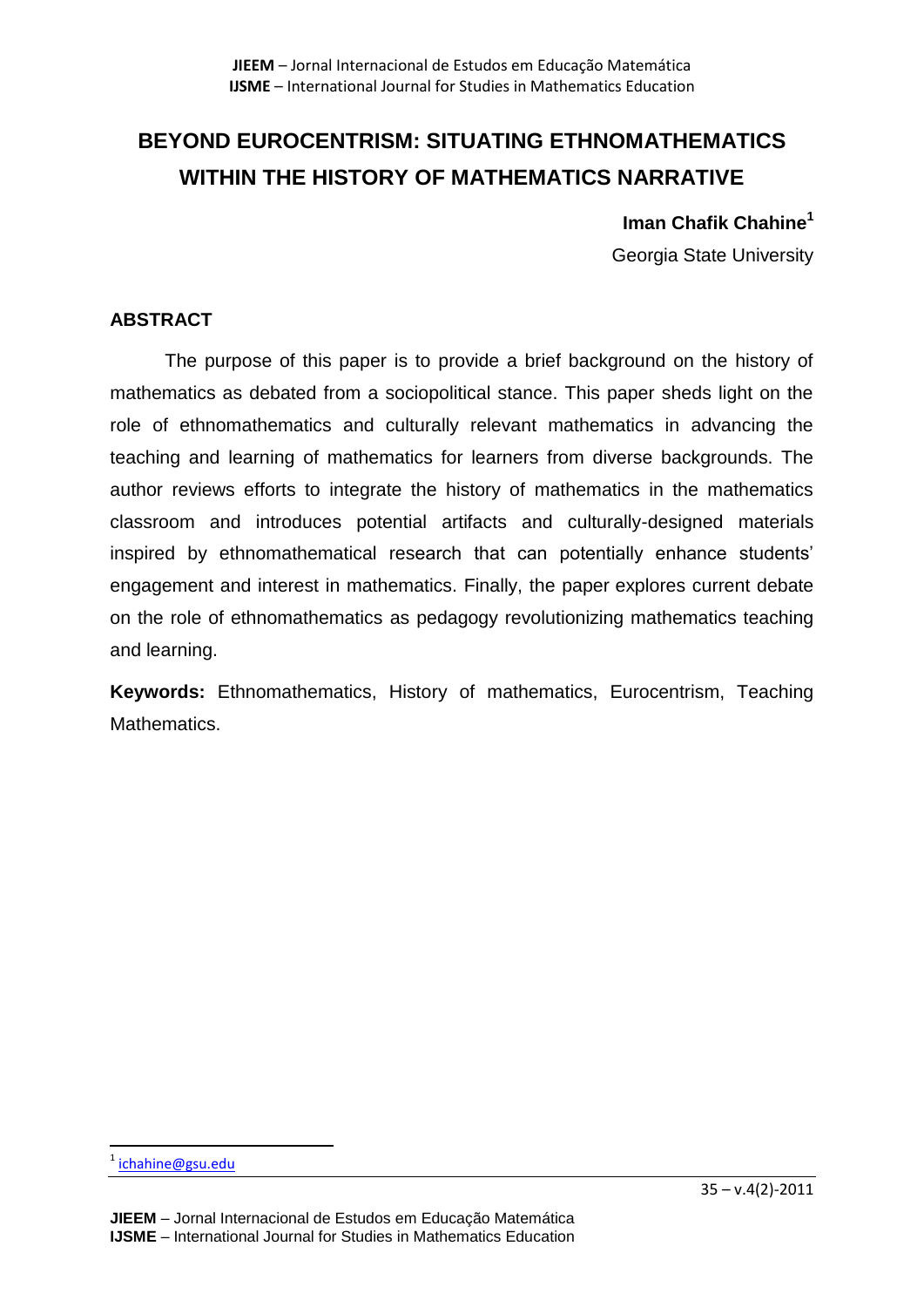# BEYOND EUROCENTRISM: SITUATING ETHNOMATHEMATICS WITHIN THE HISTORY OF MATHEMATICS NARRATIVE

**Iman Chafik Chahine**[1]

Georgia State University

## ABSTRACT

The purpose of this paper is to provide a brief background on the history of mathematics as debated from a sociopolitical stance. This paper sheds light on the role of ethnomathematics and culturally relevant mathematics in advancing the teaching and learning of mathematics for learners from diverse backgrounds. The author reviews efforts to integrate the history of mathematics in the mathematics classroom and introduces potential artifacts and culturally-designed materials inspired by ethnomathematical research that can potentially enhance students' engagement and interest in mathematics. Finally, the paper explores current debate on the role of ethnomathematics as pedagogy revolutionizing mathematics teaching and learning.

**Keywords:** Ethnomathematics, History of mathematics, Eurocentrism, Teaching Mathematics.

[1] ichahine@gsu.edu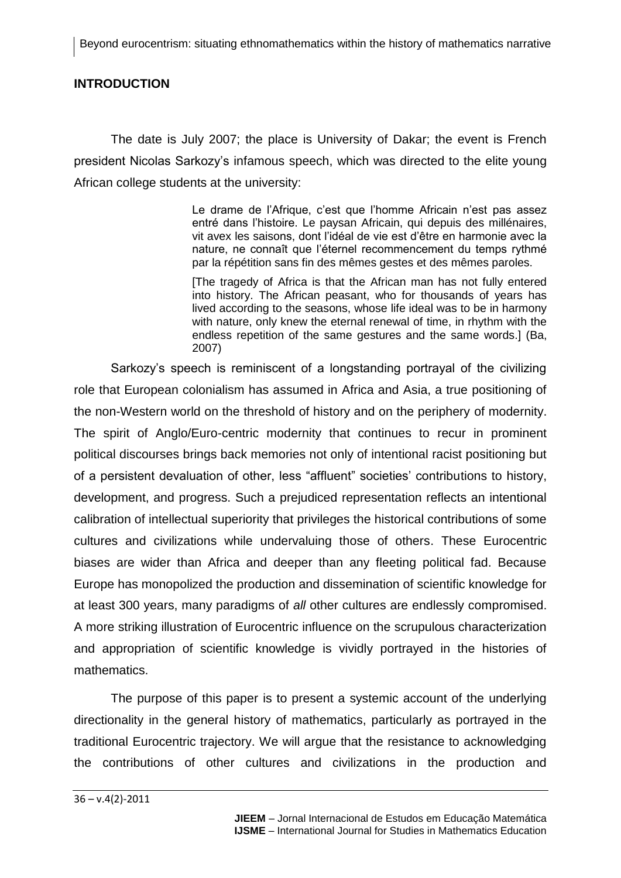## INTRODUCTION

The date is July 2007; the place is University of Dakar; the event is French president Nicolas Sarkozy's infamous speech, which was directed to the elite young African college students at the university:

> Le drame de l'Afrique, c'est que l'homme Africain n'est pas assez entré dans l'histoire. Le paysan Africain, qui depuis des millénaires, vit avex les saisons, dont l'idéal de vie est d'être en harmonie avec la nature, ne connaît que l'éternel recommencement du temps rythmé par la répétition sans fin des mêmes gestes et des mêmes paroles.
>
> [The tragedy of Africa is that the African man has not fully entered into history. The African peasant, who for thousands of years has lived according to the seasons, whose life ideal was to be in harmony with nature, only knew the eternal renewal of time, in rhythm with the endless repetition of the same gestures and the same words.] (Ba, 2007)

Sarkozy's speech is reminiscent of a longstanding portrayal of the civilizing role that European colonialism has assumed in Africa and Asia, a true positioning of the non-Western world on the threshold of history and on the periphery of modernity. The spirit of Anglo/Euro-centric modernity that continues to recur in prominent political discourses brings back memories not only of intentional racist positioning but of a persistent devaluation of other, less "affluent" societies' contributions to history, development, and progress. Such a prejudiced representation reflects an intentional calibration of intellectual superiority that privileges the historical contributions of some cultures and civilizations while undervaluing those of others. These Eurocentric biases are wider than Africa and deeper than any fleeting political fad. Because Europe has monopolized the production and dissemination of scientific knowledge for at least 300 years, many paradigms of *all* other cultures are endlessly compromised. A more striking illustration of Eurocentric influence on the scrupulous characterization and appropriation of scientific knowledge is vividly portrayed in the histories of mathematics.

The purpose of this paper is to present a systemic account of the underlying directionality in the general history of mathematics, particularly as portrayed in the traditional Eurocentric trajectory. We will argue that the resistance to acknowledging the contributions of other cultures and civilizations in the production and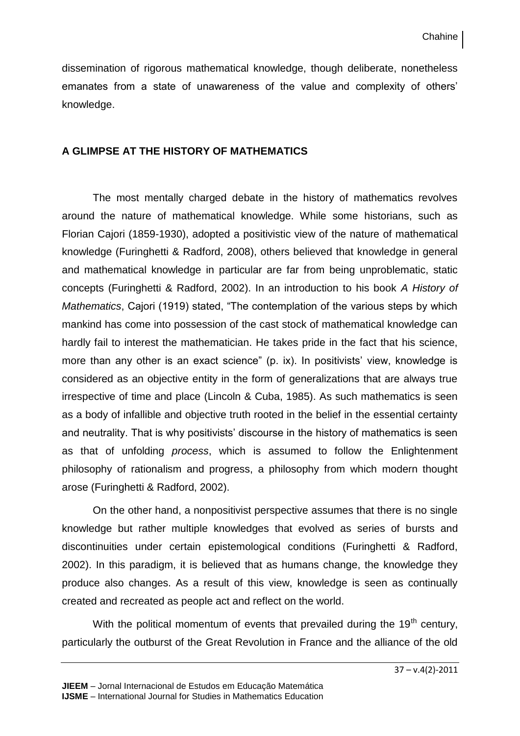dissemination of rigorous mathematical knowledge, though deliberate, nonetheless emanates from a state of unawareness of the value and complexity of others' knowledge.

## A GLIMPSE AT THE HISTORY OF MATHEMATICS

The most mentally charged debate in the history of mathematics revolves around the nature of mathematical knowledge. While some historians, such as Florian Cajori (1859-1930), adopted a positivistic view of the nature of mathematical knowledge (Furinghetti & Radford, 2008), others believed that knowledge in general and mathematical knowledge in particular are far from being unproblematic, static concepts (Furinghetti & Radford, 2002). In an introduction to his book *A History of Mathematics*, Cajori (1919) stated, "The contemplation of the various steps by which mankind has come into possession of the cast stock of mathematical knowledge can hardly fail to interest the mathematician. He takes pride in the fact that his science, more than any other is an exact science" (p. ix). In positivists' view, knowledge is considered as an objective entity in the form of generalizations that are always true irrespective of time and place (Lincoln & Cuba, 1985). As such mathematics is seen as a body of infallible and objective truth rooted in the belief in the essential certainty and neutrality. That is why positivists' discourse in the history of mathematics is seen as that of unfolding *process*, which is assumed to follow the Enlightenment philosophy of rationalism and progress, a philosophy from which modern thought arose (Furinghetti & Radford, 2002).

On the other hand, a nonpositivist perspective assumes that there is no single knowledge but rather multiple knowledges that evolved as series of bursts and discontinuities under certain epistemological conditions (Furinghetti & Radford, 2002). In this paradigm, it is believed that as humans change, the knowledge they produce also changes. As a result of this view, knowledge is seen as continually created and recreated as people act and reflect on the world.

With the political momentum of events that prevailed during the 19th century, particularly the outburst of the Great Revolution in France and the alliance of the old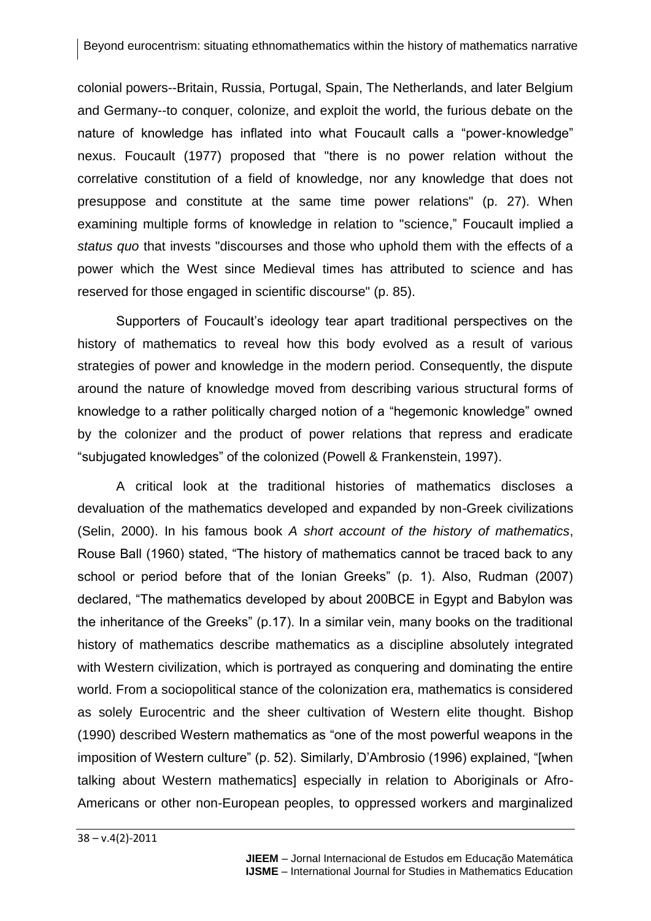colonial powers--Britain, Russia, Portugal, Spain, The Netherlands, and later Belgium and Germany--to conquer, colonize, and exploit the world, the furious debate on the nature of knowledge has inflated into what Foucault calls a "power-knowledge" nexus. Foucault (1977) proposed that "there is no power relation without the correlative constitution of a field of knowledge, nor any knowledge that does not presuppose and constitute at the same time power relations" (p. 27). When examining multiple forms of knowledge in relation to "science," Foucault implied a *status quo* that invests "discourses and those who uphold them with the effects of a power which the West since Medieval times has attributed to science and has reserved for those engaged in scientific discourse" (p. 85).

Supporters of Foucault's ideology tear apart traditional perspectives on the history of mathematics to reveal how this body evolved as a result of various strategies of power and knowledge in the modern period. Consequently, the dispute around the nature of knowledge moved from describing various structural forms of knowledge to a rather politically charged notion of a "hegemonic knowledge" owned by the colonizer and the product of power relations that repress and eradicate "subjugated knowledges" of the colonized (Powell & Frankenstein, 1997).

A critical look at the traditional histories of mathematics discloses a devaluation of the mathematics developed and expanded by non-Greek civilizations (Selin, 2000). In his famous book *A short account of the history of mathematics*, Rouse Ball (1960) stated, "The history of mathematics cannot be traced back to any school or period before that of the Ionian Greeks" (p. 1). Also, Rudman (2007) declared, "The mathematics developed by about 200BCE in Egypt and Babylon was the inheritance of the Greeks" (p.17). In a similar vein, many books on the traditional history of mathematics describe mathematics as a discipline absolutely integrated with Western civilization, which is portrayed as conquering and dominating the entire world. From a sociopolitical stance of the colonization era, mathematics is considered as solely Eurocentric and the sheer cultivation of Western elite thought. Bishop (1990) described Western mathematics as "one of the most powerful weapons in the imposition of Western culture" (p. 52). Similarly, D'Ambrosio (1996) explained, "[when talking about Western mathematics] especially in relation to Aboriginals or Afro-Americans or other non-European peoples, to oppressed workers and marginalized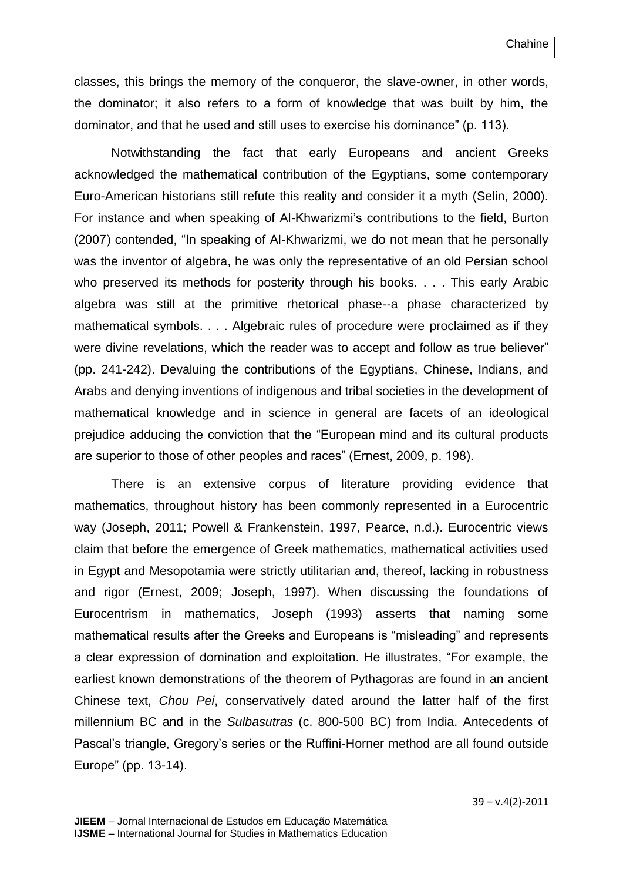classes, this brings the memory of the conqueror, the slave-owner, in other words, the dominator; it also refers to a form of knowledge that was built by him, the dominator, and that he used and still uses to exercise his dominance" (p. 113).

Notwithstanding the fact that early Europeans and ancient Greeks acknowledged the mathematical contribution of the Egyptians, some contemporary Euro-American historians still refute this reality and consider it a myth (Selin, 2000). For instance and when speaking of Al-Khwarizmi's contributions to the field, Burton (2007) contended, "In speaking of Al-Khwarizmi, we do not mean that he personally was the inventor of algebra, he was only the representative of an old Persian school who preserved its methods for posterity through his books. . . . This early Arabic algebra was still at the primitive rhetorical phase--a phase characterized by mathematical symbols. . . . Algebraic rules of procedure were proclaimed as if they were divine revelations, which the reader was to accept and follow as true believer" (pp. 241-242). Devaluing the contributions of the Egyptians, Chinese, Indians, and Arabs and denying inventions of indigenous and tribal societies in the development of mathematical knowledge and in science in general are facets of an ideological prejudice adducing the conviction that the "European mind and its cultural products are superior to those of other peoples and races" (Ernest, 2009, p. 198).

There is an extensive corpus of literature providing evidence that mathematics, throughout history has been commonly represented in a Eurocentric way (Joseph, 2011; Powell & Frankenstein, 1997, Pearce, n.d.). Eurocentric views claim that before the emergence of Greek mathematics, mathematical activities used in Egypt and Mesopotamia were strictly utilitarian and, thereof, lacking in robustness and rigor (Ernest, 2009; Joseph, 1997). When discussing the foundations of Eurocentrism in mathematics, Joseph (1993) asserts that naming some mathematical results after the Greeks and Europeans is "misleading" and represents a clear expression of domination and exploitation. He illustrates, "For example, the earliest known demonstrations of the theorem of Pythagoras are found in an ancient Chinese text, *Chou Pei*, conservatively dated around the latter half of the first millennium BC and in the *Sulbasutras* (c. 800-500 BC) from India. Antecedents of Pascal's triangle, Gregory's series or the Ruffini-Horner method are all found outside Europe" (pp. 13-14).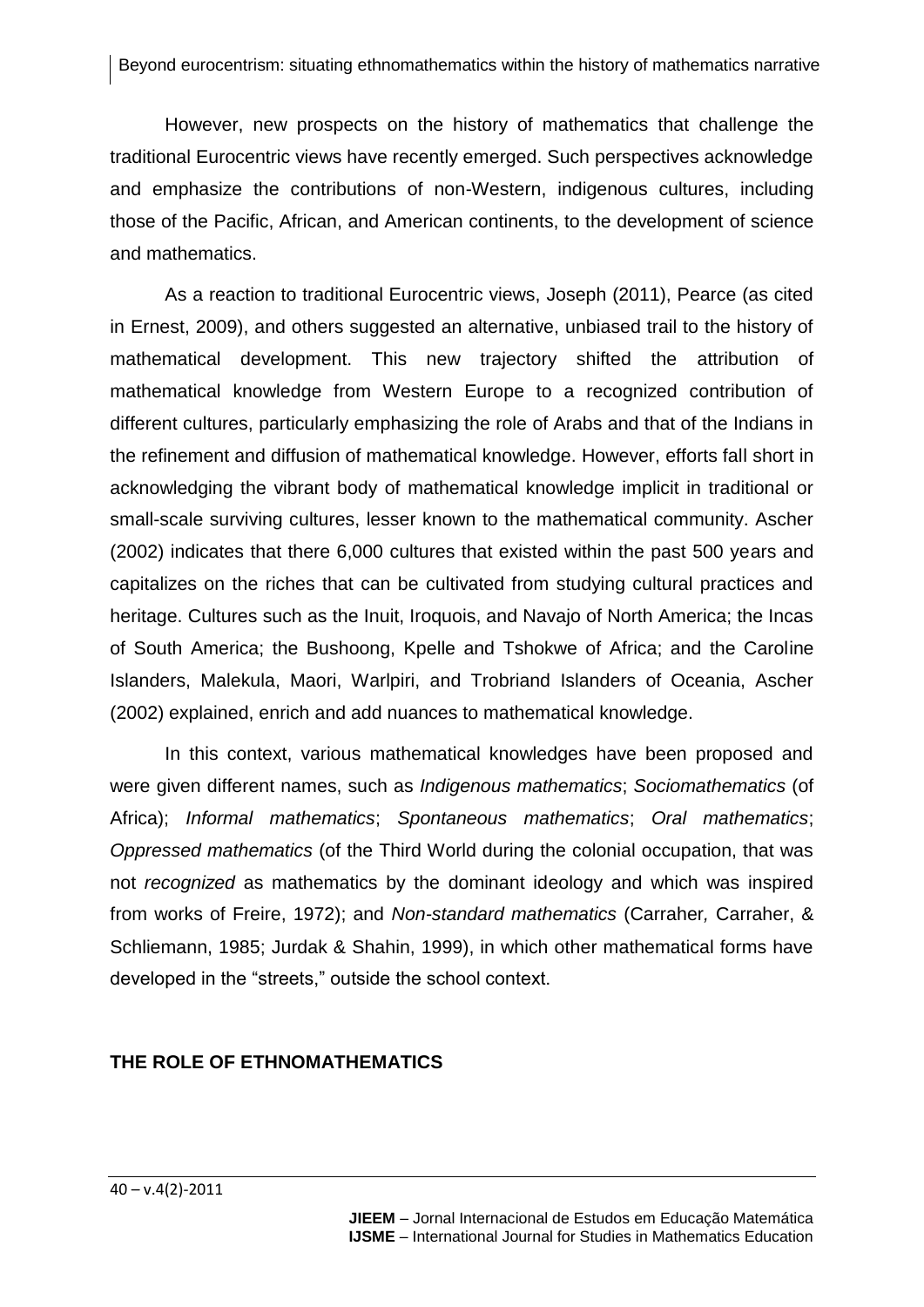However, new prospects on the history of mathematics that challenge the traditional Eurocentric views have recently emerged. Such perspectives acknowledge and emphasize the contributions of non-Western, indigenous cultures, including those of the Pacific, African, and American continents, to the development of science and mathematics.

As a reaction to traditional Eurocentric views, Joseph (2011), Pearce (as cited in Ernest, 2009), and others suggested an alternative, unbiased trail to the history of mathematical development. This new trajectory shifted the attribution of mathematical knowledge from Western Europe to a recognized contribution of different cultures, particularly emphasizing the role of Arabs and that of the Indians in the refinement and diffusion of mathematical knowledge. However, efforts fall short in acknowledging the vibrant body of mathematical knowledge implicit in traditional or small-scale surviving cultures, lesser known to the mathematical community. Ascher (2002) indicates that there 6,000 cultures that existed within the past 500 years and capitalizes on the riches that can be cultivated from studying cultural practices and heritage. Cultures such as the Inuit, Iroquois, and Navajo of North America; the Incas of South America; the Bushoong, Kpelle and Tshokwe of Africa; and the Caroline Islanders, Malekula, Maori, Warlpiri, and Trobriand Islanders of Oceania, Ascher (2002) explained, enrich and add nuances to mathematical knowledge.

In this context, various mathematical knowledges have been proposed and were given different names, such as *Indigenous mathematics*; *Sociomathematics* (of Africa); *Informal mathematics*; *Spontaneous mathematics*; *Oral mathematics*; *Oppressed mathematics* (of the Third World during the colonial occupation, that was not *recognized* as mathematics by the dominant ideology and which was inspired from works of Freire, 1972); and *Non-standard mathematics* (Carraher, Carraher, & Schliemann, 1985; Jurdak & Shahin, 1999), in which other mathematical forms have developed in the "streets," outside the school context.

## THE ROLE OF ETHNOMATHEMATICS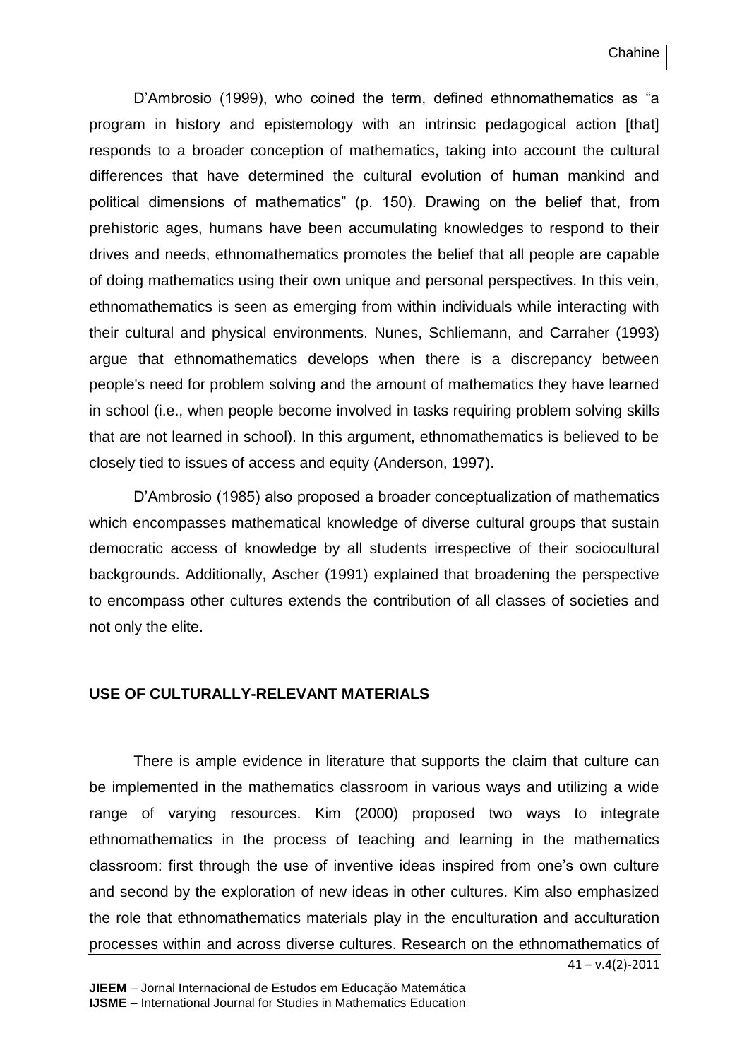D'Ambrosio (1999), who coined the term, defined ethnomathematics as "a program in history and epistemology with an intrinsic pedagogical action [that] responds to a broader conception of mathematics, taking into account the cultural differences that have determined the cultural evolution of human mankind and political dimensions of mathematics" (p. 150). Drawing on the belief that, from prehistoric ages, humans have been accumulating knowledges to respond to their drives and needs, ethnomathematics promotes the belief that all people are capable of doing mathematics using their own unique and personal perspectives. In this vein, ethnomathematics is seen as emerging from within individuals while interacting with their cultural and physical environments. Nunes, Schliemann, and Carraher (1993) argue that ethnomathematics develops when there is a discrepancy between people's need for problem solving and the amount of mathematics they have learned in school (i.e., when people become involved in tasks requiring problem solving skills that are not learned in school). In this argument, ethnomathematics is believed to be closely tied to issues of access and equity (Anderson, 1997).

D'Ambrosio (1985) also proposed a broader conceptualization of mathematics which encompasses mathematical knowledge of diverse cultural groups that sustain democratic access of knowledge by all students irrespective of their sociocultural backgrounds. Additionally, Ascher (1991) explained that broadening the perspective to encompass other cultures extends the contribution of all classes of societies and not only the elite.

## USE OF CULTURALLY-RELEVANT MATERIALS

There is ample evidence in literature that supports the claim that culture can be implemented in the mathematics classroom in various ways and utilizing a wide range of varying resources. Kim (2000) proposed two ways to integrate ethnomathematics in the process of teaching and learning in the mathematics classroom: first through the use of inventive ideas inspired from one's own culture and second by the exploration of new ideas in other cultures. Kim also emphasized the role that ethnomathematics materials play in the enculturation and acculturation processes within and across diverse cultures. Research on the ethnomathematics of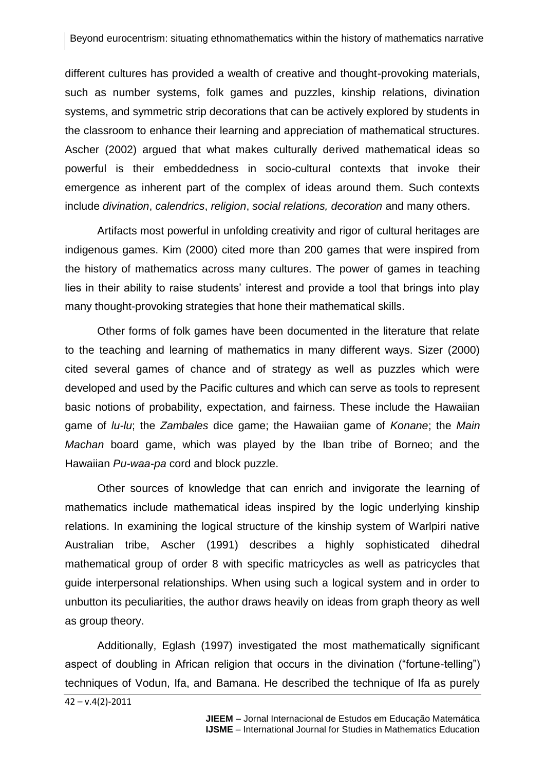different cultures has provided a wealth of creative and thought-provoking materials, such as number systems, folk games and puzzles, kinship relations, divination systems, and symmetric strip decorations that can be actively explored by students in the classroom to enhance their learning and appreciation of mathematical structures. Ascher (2002) argued that what makes culturally derived mathematical ideas so powerful is their embeddedness in socio-cultural contexts that invoke their emergence as inherent part of the complex of ideas around them. Such contexts include *divination*, *calendrics*, *religion*, *social relations, decoration* and many others.

Artifacts most powerful in unfolding creativity and rigor of cultural heritages are indigenous games. Kim (2000) cited more than 200 games that were inspired from the history of mathematics across many cultures. The power of games in teaching lies in their ability to raise students' interest and provide a tool that brings into play many thought-provoking strategies that hone their mathematical skills.

Other forms of folk games have been documented in the literature that relate to the teaching and learning of mathematics in many different ways. Sizer (2000) cited several games of chance and of strategy as well as puzzles which were developed and used by the Pacific cultures and which can serve as tools to represent basic notions of probability, expectation, and fairness. These include the Hawaiian game of *lu-lu*; the *Zambales* dice game; the Hawaiian game of *Konane*; the *Main Machan* board game, which was played by the Iban tribe of Borneo; and the Hawaiian *Pu-waa-pa* cord and block puzzle.

Other sources of knowledge that can enrich and invigorate the learning of mathematics include mathematical ideas inspired by the logic underlying kinship relations. In examining the logical structure of the kinship system of Warlpiri native Australian tribe, Ascher (1991) describes a highly sophisticated dihedral mathematical group of order 8 with specific matricycles as well as patricycles that guide interpersonal relationships. When using such a logical system and in order to unbutton its peculiarities, the author draws heavily on ideas from graph theory as well as group theory.

Additionally, Eglash (1997) investigated the most mathematically significant aspect of doubling in African religion that occurs in the divination ("fortune-telling") techniques of Vodun, Ifa, and Bamana. He described the technique of Ifa as purely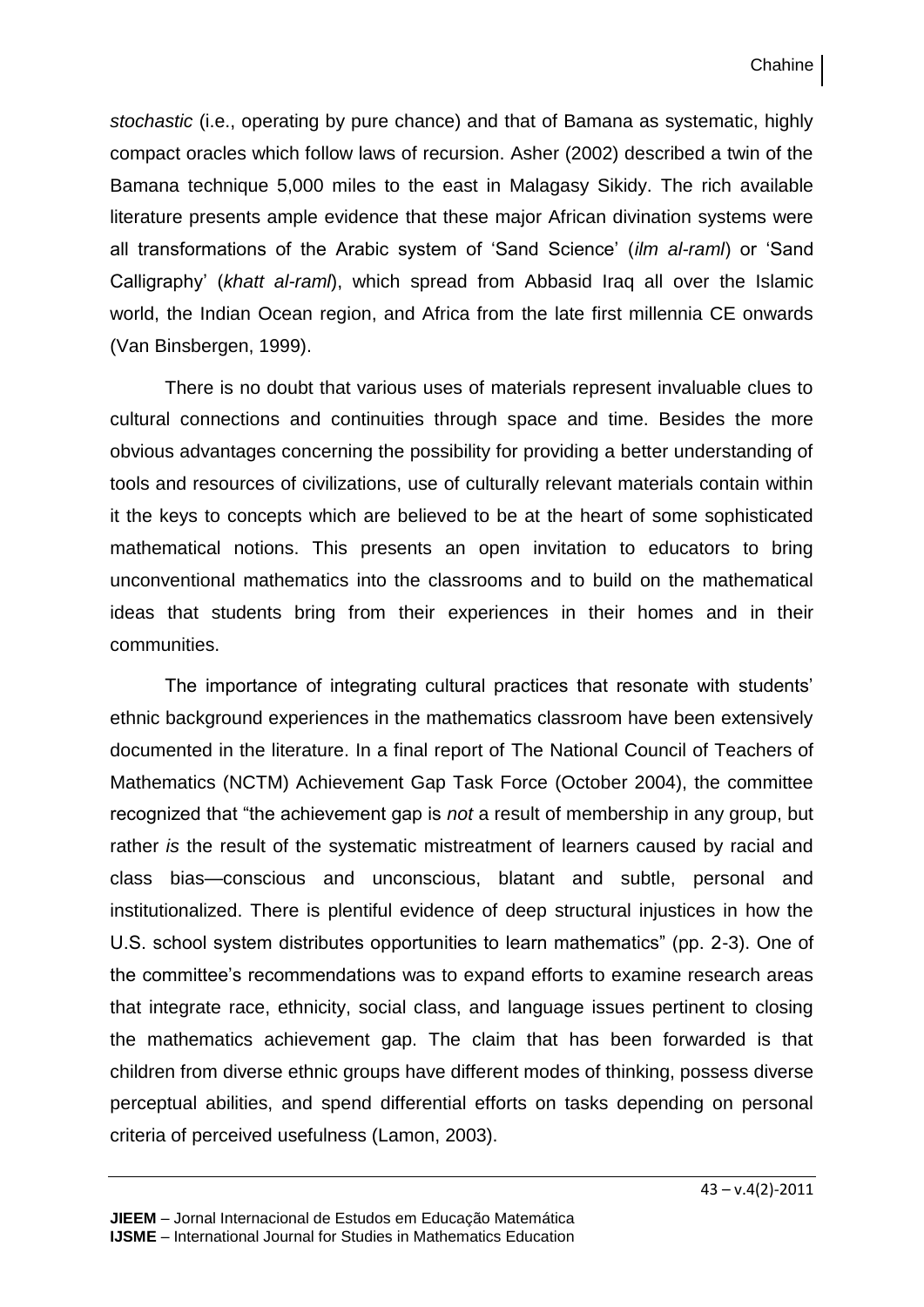*stochastic* (i.e., operating by pure chance) and that of Bamana as systematic, highly compact oracles which follow laws of recursion. Asher (2002) described a twin of the Bamana technique 5,000 miles to the east in Malagasy Sikidy. The rich available literature presents ample evidence that these major African divination systems were all transformations of the Arabic system of 'Sand Science' (*ilm al-raml*) or 'Sand Calligraphy' (*khatt al-raml*), which spread from Abbasid Iraq all over the Islamic world, the Indian Ocean region, and Africa from the late first millennia CE onwards (Van Binsbergen, 1999).

There is no doubt that various uses of materials represent invaluable clues to cultural connections and continuities through space and time. Besides the more obvious advantages concerning the possibility for providing a better understanding of tools and resources of civilizations, use of culturally relevant materials contain within it the keys to concepts which are believed to be at the heart of some sophisticated mathematical notions. This presents an open invitation to educators to bring unconventional mathematics into the classrooms and to build on the mathematical ideas that students bring from their experiences in their homes and in their communities.

The importance of integrating cultural practices that resonate with students' ethnic background experiences in the mathematics classroom have been extensively documented in the literature. In a final report of The National Council of Teachers of Mathematics (NCTM) Achievement Gap Task Force (October 2004), the committee recognized that "the achievement gap is *not* a result of membership in any group, but rather *is* the result of the systematic mistreatment of learners caused by racial and class bias—conscious and unconscious, blatant and subtle, personal and institutionalized. There is plentiful evidence of deep structural injustices in how the U.S. school system distributes opportunities to learn mathematics" (pp. 2-3). One of the committee's recommendations was to expand efforts to examine research areas that integrate race, ethnicity, social class, and language issues pertinent to closing the mathematics achievement gap. The claim that has been forwarded is that children from diverse ethnic groups have different modes of thinking, possess diverse perceptual abilities, and spend differential efforts on tasks depending on personal criteria of perceived usefulness (Lamon, 2003).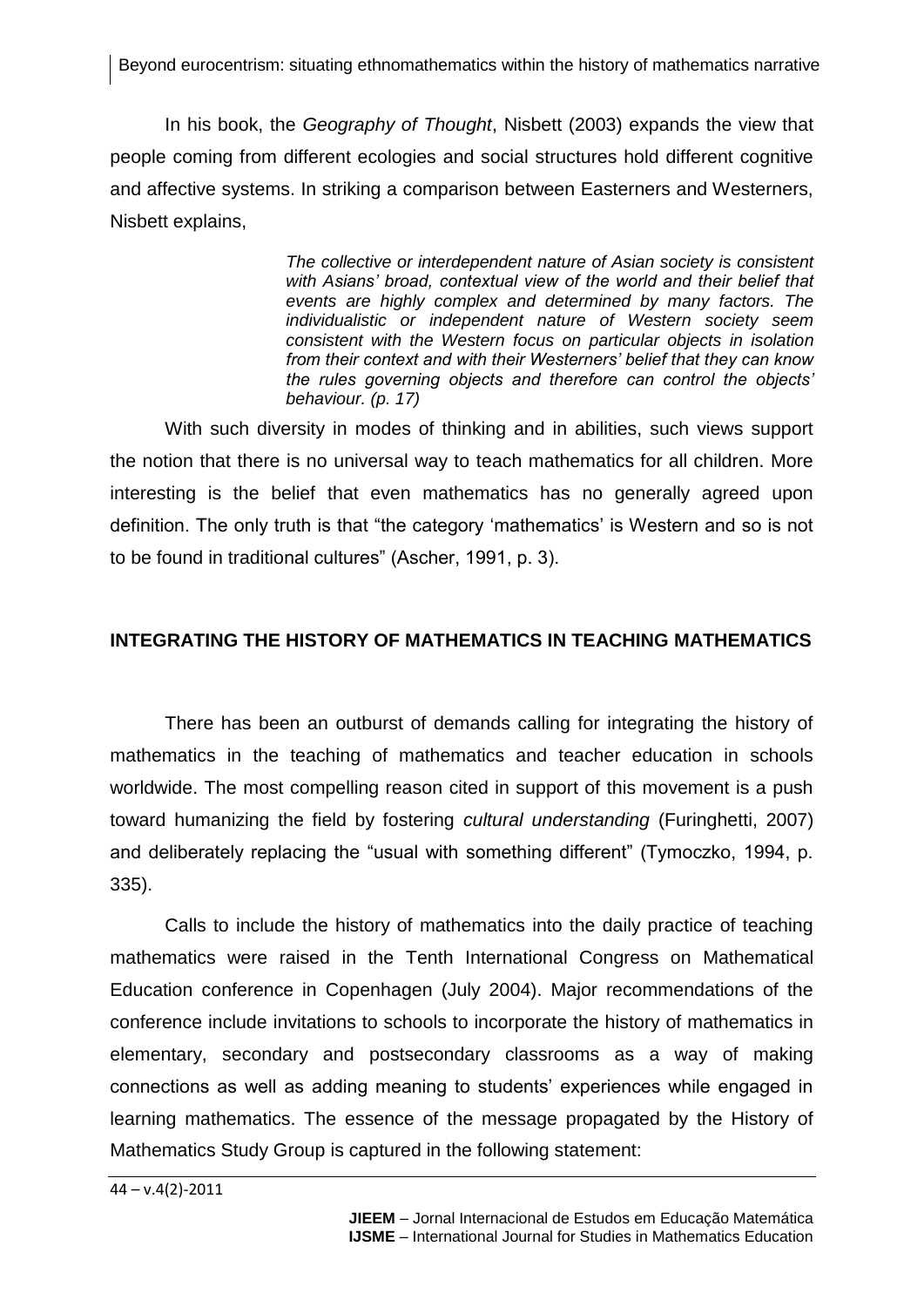In his book, the *Geography of Thought*, Nisbett (2003) expands the view that people coming from different ecologies and social structures hold different cognitive and affective systems. In striking a comparison between Easterners and Westerners, Nisbett explains,

> *The collective or interdependent nature of Asian society is consistent with Asians' broad, contextual view of the world and their belief that events are highly complex and determined by many factors. The individualistic or independent nature of Western society seem consistent with the Western focus on particular objects in isolation from their context and with their Westerners' belief that they can know the rules governing objects and therefore can control the objects' behaviour. (p. 17)*

With such diversity in modes of thinking and in abilities, such views support the notion that there is no universal way to teach mathematics for all children. More interesting is the belief that even mathematics has no generally agreed upon definition. The only truth is that "the category 'mathematics' is Western and so is not to be found in traditional cultures" (Ascher, 1991, p. 3).

## INTEGRATING THE HISTORY OF MATHEMATICS IN TEACHING MATHEMATICS

There has been an outburst of demands calling for integrating the history of mathematics in the teaching of mathematics and teacher education in schools worldwide. The most compelling reason cited in support of this movement is a push toward humanizing the field by fostering *cultural understanding* (Furinghetti, 2007) and deliberately replacing the "usual with something different" (Tymoczko, 1994, p. 335).

Calls to include the history of mathematics into the daily practice of teaching mathematics were raised in the Tenth International Congress on Mathematical Education conference in Copenhagen (July 2004). Major recommendations of the conference include invitations to schools to incorporate the history of mathematics in elementary, secondary and postsecondary classrooms as a way of making connections as well as adding meaning to students' experiences while engaged in learning mathematics. The essence of the message propagated by the History of Mathematics Study Group is captured in the following statement: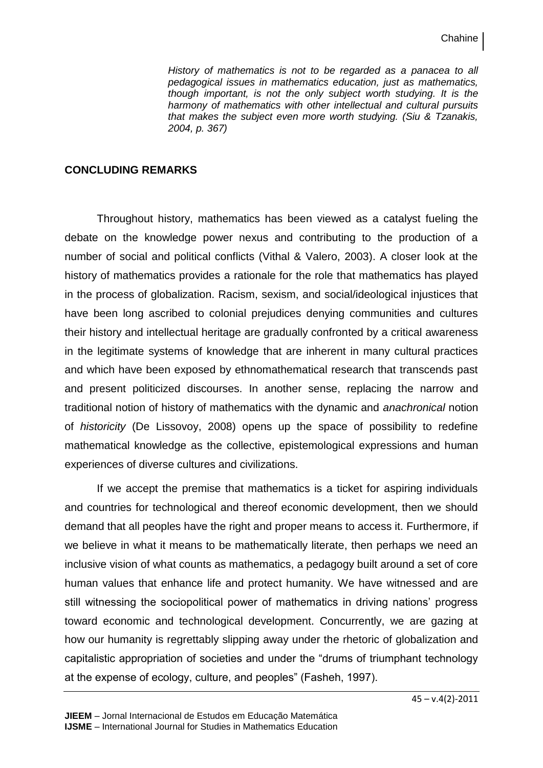> *History of mathematics is not to be regarded as a panacea to all pedagogical issues in mathematics education, just as mathematics, though important, is not the only subject worth studying. It is the harmony of mathematics with other intellectual and cultural pursuits that makes the subject even more worth studying. (Siu & Tzanakis, 2004, p. 367)*

## CONCLUDING REMARKS

Throughout history, mathematics has been viewed as a catalyst fueling the debate on the knowledge power nexus and contributing to the production of a number of social and political conflicts (Vithal & Valero, 2003). A closer look at the history of mathematics provides a rationale for the role that mathematics has played in the process of globalization. Racism, sexism, and social/ideological injustices that have been long ascribed to colonial prejudices denying communities and cultures their history and intellectual heritage are gradually confronted by a critical awareness in the legitimate systems of knowledge that are inherent in many cultural practices and which have been exposed by ethnomathematical research that transcends past and present politicized discourses. In another sense, replacing the narrow and traditional notion of history of mathematics with the dynamic and *anachronical* notion of *historicity* (De Lissovoy, 2008) opens up the space of possibility to redefine mathematical knowledge as the collective, epistemological expressions and human experiences of diverse cultures and civilizations.

If we accept the premise that mathematics is a ticket for aspiring individuals and countries for technological and thereof economic development, then we should demand that all peoples have the right and proper means to access it. Furthermore, if we believe in what it means to be mathematically literate, then perhaps we need an inclusive vision of what counts as mathematics, a pedagogy built around a set of core human values that enhance life and protect humanity. We have witnessed and are still witnessing the sociopolitical power of mathematics in driving nations' progress toward economic and technological development. Concurrently, we are gazing at how our humanity is regrettably slipping away under the rhetoric of globalization and capitalistic appropriation of societies and under the "drums of triumphant technology at the expense of ecology, culture, and peoples" (Fasheh, 1997).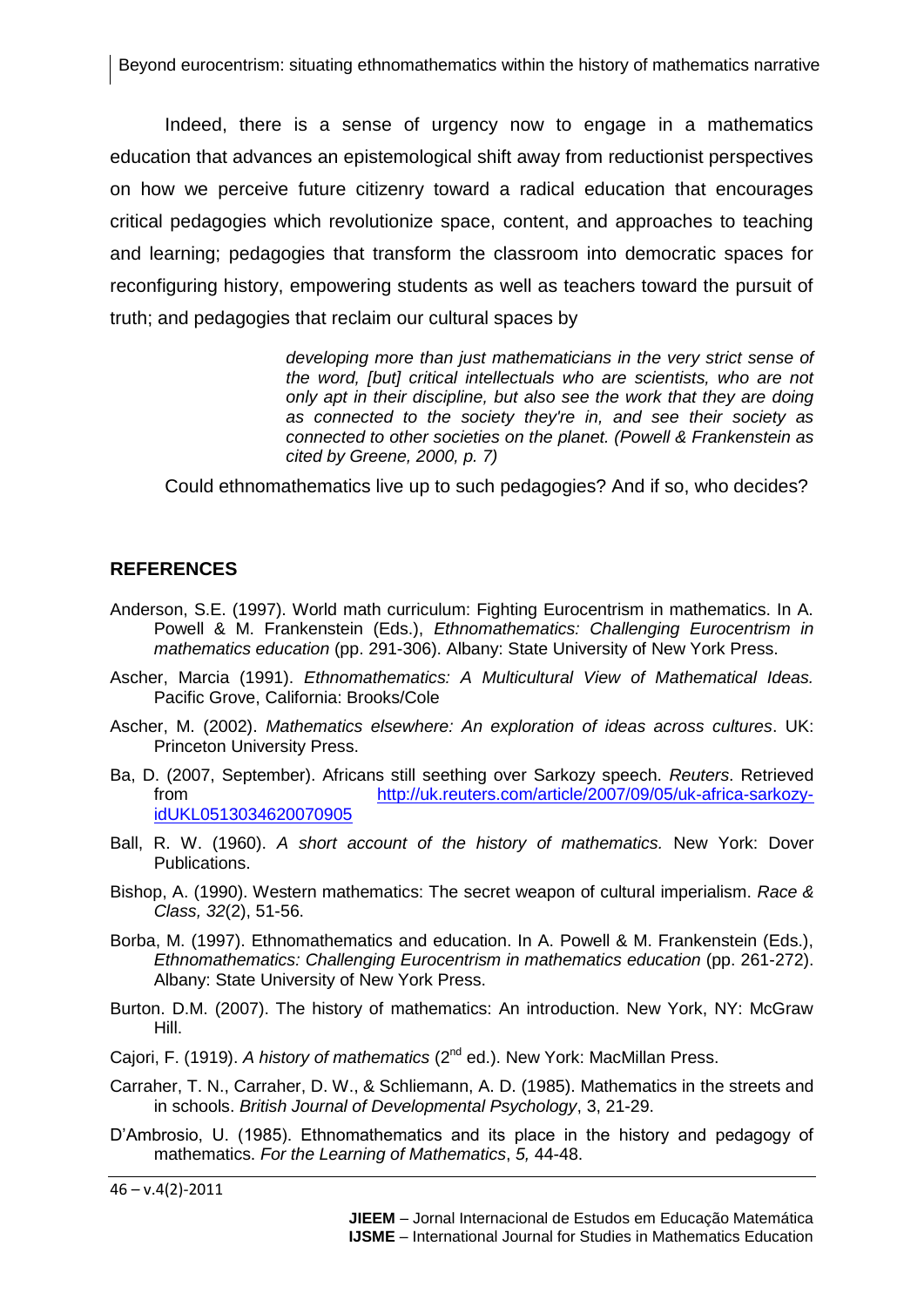Indeed, there is a sense of urgency now to engage in a mathematics education that advances an epistemological shift away from reductionist perspectives on how we perceive future citizenry toward a radical education that encourages critical pedagogies which revolutionize space, content, and approaches to teaching and learning; pedagogies that transform the classroom into democratic spaces for reconfiguring history, empowering students as well as teachers toward the pursuit of truth; and pedagogies that reclaim our cultural spaces by

> *developing more than just mathematicians in the very strict sense of the word, [but] critical intellectuals who are scientists, who are not only apt in their discipline, but also see the work that they are doing as connected to the society they're in, and see their society as connected to other societies on the planet. (Powell & Frankenstein as cited by Greene, 2000, p. 7)*

Could ethnomathematics live up to such pedagogies? And if so, who decides?

## REFERENCES

Anderson, S.E. (1997). World math curriculum: Fighting Eurocentrism in mathematics. In A. Powell & M. Frankenstein (Eds.), *Ethnomathematics: Challenging Eurocentrism in mathematics education* (pp. 291-306). Albany: State University of New York Press.

Ascher, Marcia (1991). *Ethnomathematics: A Multicultural View of Mathematical Ideas.* Pacific Grove, California: Brooks/Cole

Ascher, M. (2002). *Mathematics elsewhere: An exploration of ideas across cultures*. UK: Princeton University Press.

Ba, D. (2007, September). Africans still seething over Sarkozy speech. *Reuters*. Retrieved from http://uk.reuters.com/article/2007/09/05/uk-africa-sarkozy-idUKL0513034620070905

Ball, R. W. (1960). *A short account of the history of mathematics.* New York: Dover Publications.

Bishop, A. (1990). Western mathematics: The secret weapon of cultural imperialism. *Race & Class, 32*(2), 51-56.

Borba, M. (1997). Ethnomathematics and education. In A. Powell & M. Frankenstein (Eds.), *Ethnomathematics: Challenging Eurocentrism in mathematics education* (pp. 261-272). Albany: State University of New York Press.

Burton. D.M. (2007). The history of mathematics: An introduction. New York, NY: McGraw Hill.

Cajori, F. (1919). *A history of mathematics* (2nd ed.). New York: MacMillan Press.

Carraher, T. N., Carraher, D. W., & Schliemann, A. D. (1985). Mathematics in the streets and in schools. *British Journal of Developmental Psychology*, 3, 21-29.

D'Ambrosio, U. (1985). Ethnomathematics and its place in the history and pedagogy of mathematics. *For the Learning of Mathematics*, *5,* 44-48.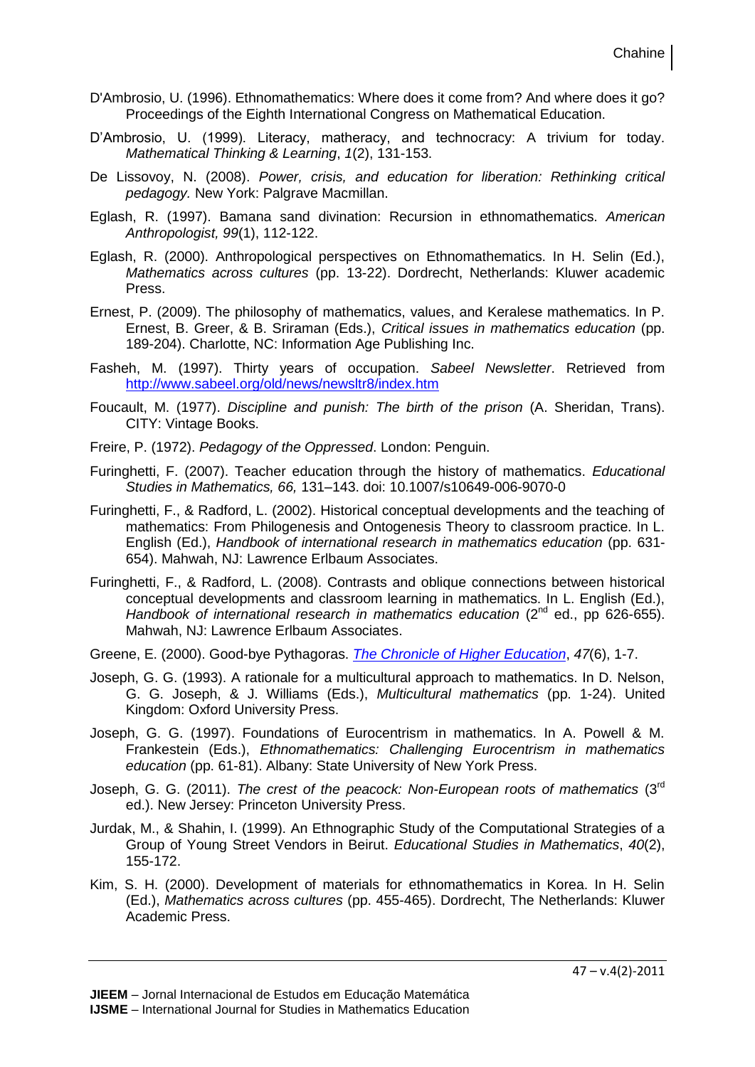D'Ambrosio, U. (1996). Ethnomathematics: Where does it come from? And where does it go? Proceedings of the Eighth International Congress on Mathematical Education.

D'Ambrosio, U. (1999). Literacy, matheracy, and technocracy: A trivium for today. *Mathematical Thinking & Learning*, *1*(2), 131-153.

De Lissovoy, N. (2008). *Power, crisis, and education for liberation: Rethinking critical pedagogy.* New York: Palgrave Macmillan.

Eglash, R. (1997). Bamana sand divination: Recursion in ethnomathematics. *American Anthropologist, 99*(1), 112-122.

Eglash, R. (2000). Anthropological perspectives on Ethnomathematics. In H. Selin (Ed.), *Mathematics across cultures* (pp. 13-22). Dordrecht, Netherlands: Kluwer academic Press.

Ernest, P. (2009). The philosophy of mathematics, values, and Keralese mathematics. In P. Ernest, B. Greer, & B. Sriraman (Eds.), *Critical issues in mathematics education* (pp. 189-204). Charlotte, NC: Information Age Publishing Inc.

Fasheh, M. (1997). Thirty years of occupation. *Sabeel Newsletter*. Retrieved from http://www.sabeel.org/old/news/newsltr8/index.htm

Foucault, M. (1977). *Discipline and punish: The birth of the prison* (A. Sheridan, Trans). CITY: Vintage Books.

Freire, P. (1972). *Pedagogy of the Oppressed*. London: Penguin.

Furinghetti, F. (2007). Teacher education through the history of mathematics. *Educational Studies in Mathematics, 66,* 131–143. doi: 10.1007/s10649-006-9070-0

Furinghetti, F., & Radford, L. (2002). Historical conceptual developments and the teaching of mathematics: From Philogenesis and Ontogenesis Theory to classroom practice. In L. English (Ed.), *Handbook of international research in mathematics education* (pp. 631-654). Mahwah, NJ: Lawrence Erlbaum Associates.

Furinghetti, F., & Radford, L. (2008). Contrasts and oblique connections between historical conceptual developments and classroom learning in mathematics. In L. English (Ed.), *Handbook of international research in mathematics education* (2nd ed., pp 626-655). Mahwah, NJ: Lawrence Erlbaum Associates.

Greene, E. (2000). Good-bye Pythagoras. *The Chronicle of Higher Education*, *47*(6), 1-7.

Joseph, G. G. (1993). A rationale for a multicultural approach to mathematics. In D. Nelson, G. G. Joseph, & J. Williams (Eds.), *Multicultural mathematics* (pp. 1-24). United Kingdom: Oxford University Press.

Joseph, G. G. (1997). Foundations of Eurocentrism in mathematics. In A. Powell & M. Frankestein (Eds.), *Ethnomathematics: Challenging Eurocentrism in mathematics education* (pp. 61-81). Albany: State University of New York Press.

Joseph, G. G. (2011). *The crest of the peacock: Non-European roots of mathematics* (3rd ed.). New Jersey: Princeton University Press.

Jurdak, M., & Shahin, I. (1999). An Ethnographic Study of the Computational Strategies of a Group of Young Street Vendors in Beirut. *Educational Studies in Mathematics*, *40*(2), 155-172.

Kim, S. H. (2000). Development of materials for ethnomathematics in Korea. In H. Selin (Ed.), *Mathematics across cultures* (pp. 455-465). Dordrecht, The Netherlands: Kluwer Academic Press.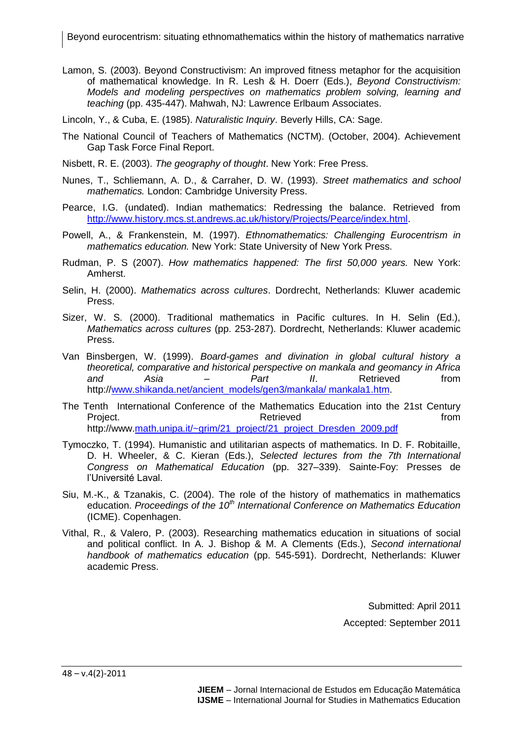Lamon, S. (2003). Beyond Constructivism: An improved fitness metaphor for the acquisition of mathematical knowledge. In R. Lesh & H. Doerr (Eds.), *Beyond Constructivism: Models and modeling perspectives on mathematics problem solving, learning and teaching* (pp. 435-447). Mahwah, NJ: Lawrence Erlbaum Associates.

Lincoln, Y., & Cuba, E. (1985). *Naturalistic Inquiry*. Beverly Hills, CA: Sage.

The National Council of Teachers of Mathematics (NCTM). (October, 2004). Achievement Gap Task Force Final Report.

Nisbett, R. E. (2003). *The geography of thought*. New York: Free Press.

Nunes, T., Schliemann, A. D., & Carraher, D. W. (1993). *Street mathematics and school mathematics.* London: Cambridge University Press.

Pearce, I.G. (undated). Indian mathematics: Redressing the balance. Retrieved from http://www.history.mcs.st.andrews.ac.uk/history/Projects/Pearce/index.html.

Powell, A., & Frankenstein, M. (1997). *Ethnomathematics: Challenging Eurocentrism in mathematics education.* New York: State University of New York Press.

Rudman, P. S (2007). *How mathematics happened: The first 50,000 years.* New York: Amherst.

Selin, H. (2000). *Mathematics across cultures*. Dordrecht, Netherlands: Kluwer academic Press.

Sizer, W. S. (2000). Traditional mathematics in Pacific cultures. In H. Selin (Ed.), *Mathematics across cultures* (pp. 253-287). Dordrecht, Netherlands: Kluwer academic Press.

Van Binsbergen, W. (1999). *Board-games and divination in global cultural history a theoretical, comparative and historical perspective on mankala and geomancy in Africa and Asia – Part II*. Retrieved from http://www.shikanda.net/ancient_models/gen3/mankala/ mankala1.htm.

The Tenth International Conference of the Mathematics Education into the 21st Century Project. Retrieved from http://www.math.unipa.it/~grim/21_project/21_project_Dresden_2009.pdf

Tymoczko, T. (1994). Humanistic and utilitarian aspects of mathematics. In D. F. Robitaille, D. H. Wheeler, & C. Kieran (Eds.), *Selected lectures from the 7th International Congress on Mathematical Education* (pp. 327–339). Sainte-Foy: Presses de l'Université Laval.

Siu, M.-K., & Tzanakis, C. (2004). The role of the history of mathematics in mathematics education. *Proceedings of the 10th International Conference on Mathematics Education* (ICME). Copenhagen.

Vithal, R., & Valero, P. (2003). Researching mathematics education in situations of social and political conflict. In A. J. Bishop & M. A Clements (Eds.), *Second international handbook of mathematics education* (pp. 545-591). Dordrecht, Netherlands: Kluwer academic Press.

Submitted: April 2011

Accepted: September 2011